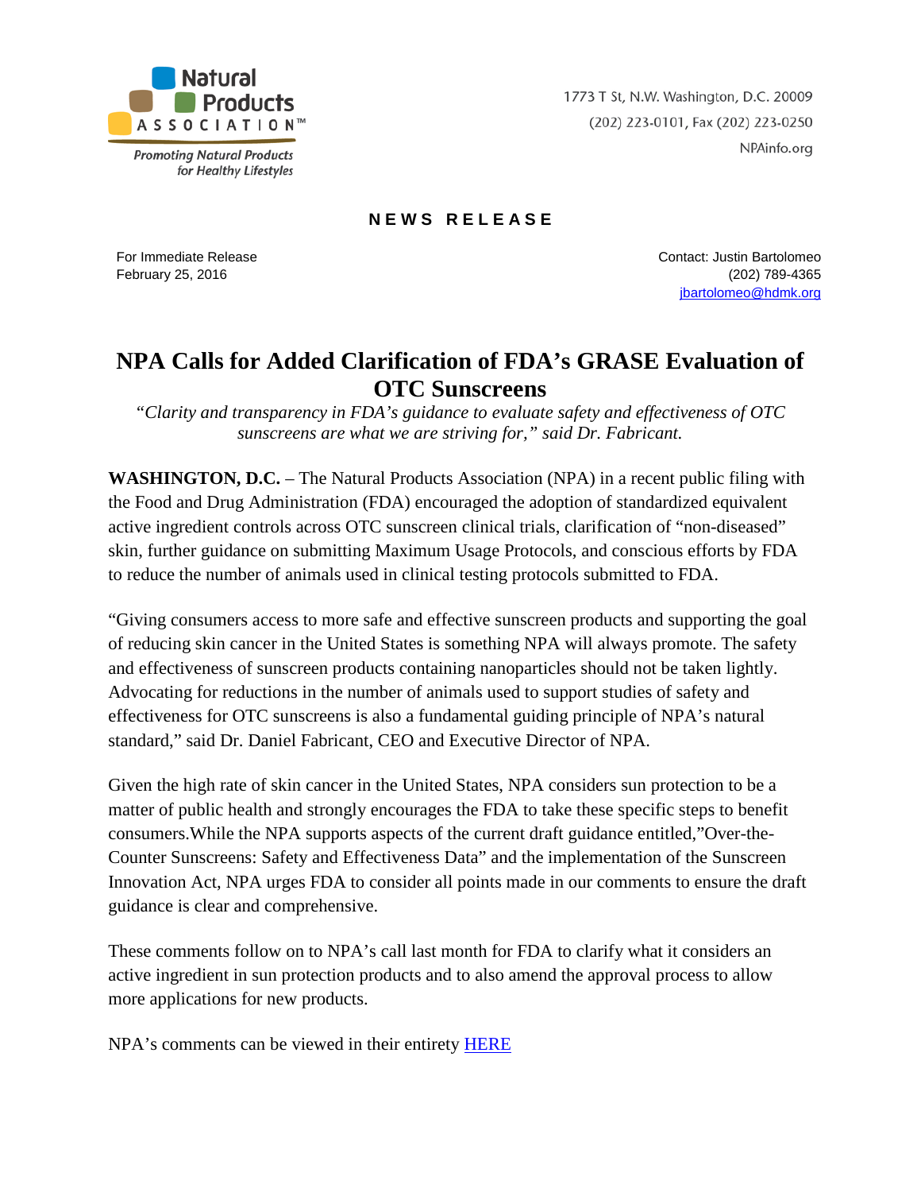Natural Products ASSOCIATION™

*Promoting Natural Products for Healthy Lifestyles*

1773 T St, N.W. Washington, D.C. 20009
(202) 223-0101, Fax (202) 223-0250
NPAinfo.org

**NEWS RELEASE**

For Immediate Release
February 25, 2016

Contact: Justin Bartolomeo
(202) 789-4365
jbartolomeo@hdmk.org

# NPA Calls for Added Clarification of FDA's GRASE Evaluation of OTC Sunscreens

*"Clarity and transparency in FDA's guidance to evaluate safety and effectiveness of OTC sunscreens are what we are striving for," said Dr. Fabricant.*

**WASHINGTON, D.C.** – The Natural Products Association (NPA) in a recent public filing with the Food and Drug Administration (FDA) encouraged the adoption of standardized equivalent active ingredient controls across OTC sunscreen clinical trials, clarification of "non-diseased" skin, further guidance on submitting Maximum Usage Protocols, and conscious efforts by FDA to reduce the number of animals used in clinical testing protocols submitted to FDA.

"Giving consumers access to more safe and effective sunscreen products and supporting the goal of reducing skin cancer in the United States is something NPA will always promote. The safety and effectiveness of sunscreen products containing nanoparticles should not be taken lightly. Advocating for reductions in the number of animals used to support studies of safety and effectiveness for OTC sunscreens is also a fundamental guiding principle of NPA's natural standard," said Dr. Daniel Fabricant, CEO and Executive Director of NPA.

Given the high rate of skin cancer in the United States, NPA considers sun protection to be a matter of public health and strongly encourages the FDA to take these specific steps to benefit consumers.While the NPA supports aspects of the current draft guidance entitled,"Over-the-Counter Sunscreens: Safety and Effectiveness Data" and the implementation of the Sunscreen Innovation Act, NPA urges FDA to consider all points made in our comments to ensure the draft guidance is clear and comprehensive.

These comments follow on to NPA's call last month for FDA to clarify what it considers an active ingredient in sun protection products and to also amend the approval process to allow more applications for new products.

NPA's comments can be viewed in their entirety HERE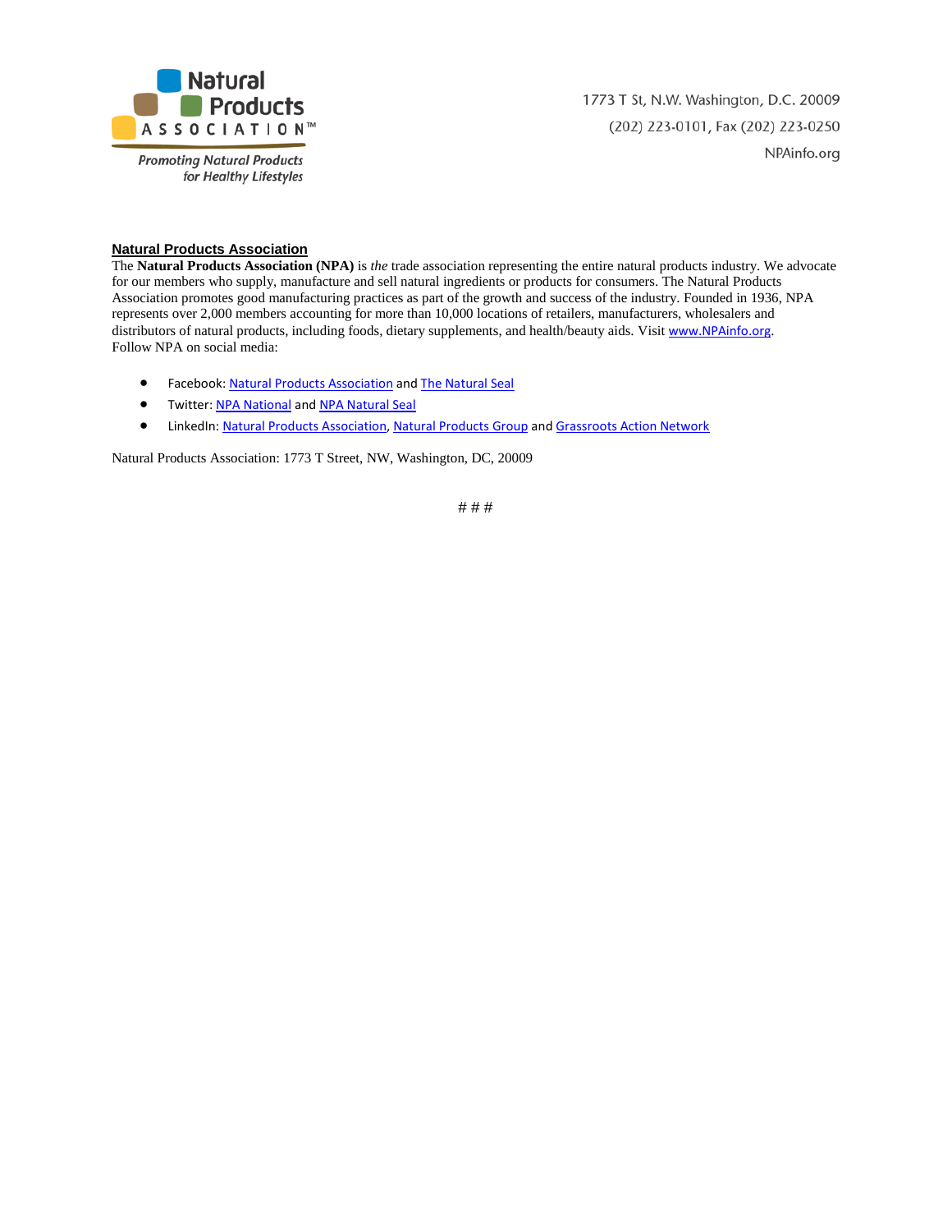Natural Products Association

Promoting Natural Products for Healthy Lifestyles

1773 T St, N.W. Washington, D.C. 20009

(202) 223-0101, Fax (202) 223-0250

NPAinfo.org

**Natural Products Association**

The **Natural Products Association (NPA)** is *the* trade association representing the entire natural products industry. We advocate for our members who supply, manufacture and sell natural ingredients or products for consumers. The Natural Products Association promotes good manufacturing practices as part of the growth and success of the industry. Founded in 1936, NPA represents over 2,000 members accounting for more than 10,000 locations of retailers, manufacturers, wholesalers and distributors of natural products, including foods, dietary supplements, and health/beauty aids. Visit www.NPAinfo.org.
Follow NPA on social media:

- Facebook: Natural Products Association and The Natural Seal
- Twitter: NPA National and NPA Natural Seal
- LinkedIn: Natural Products Association, Natural Products Group and Grassroots Action Network

Natural Products Association: 1773 T Street, NW, Washington, DC, 20009

# # #